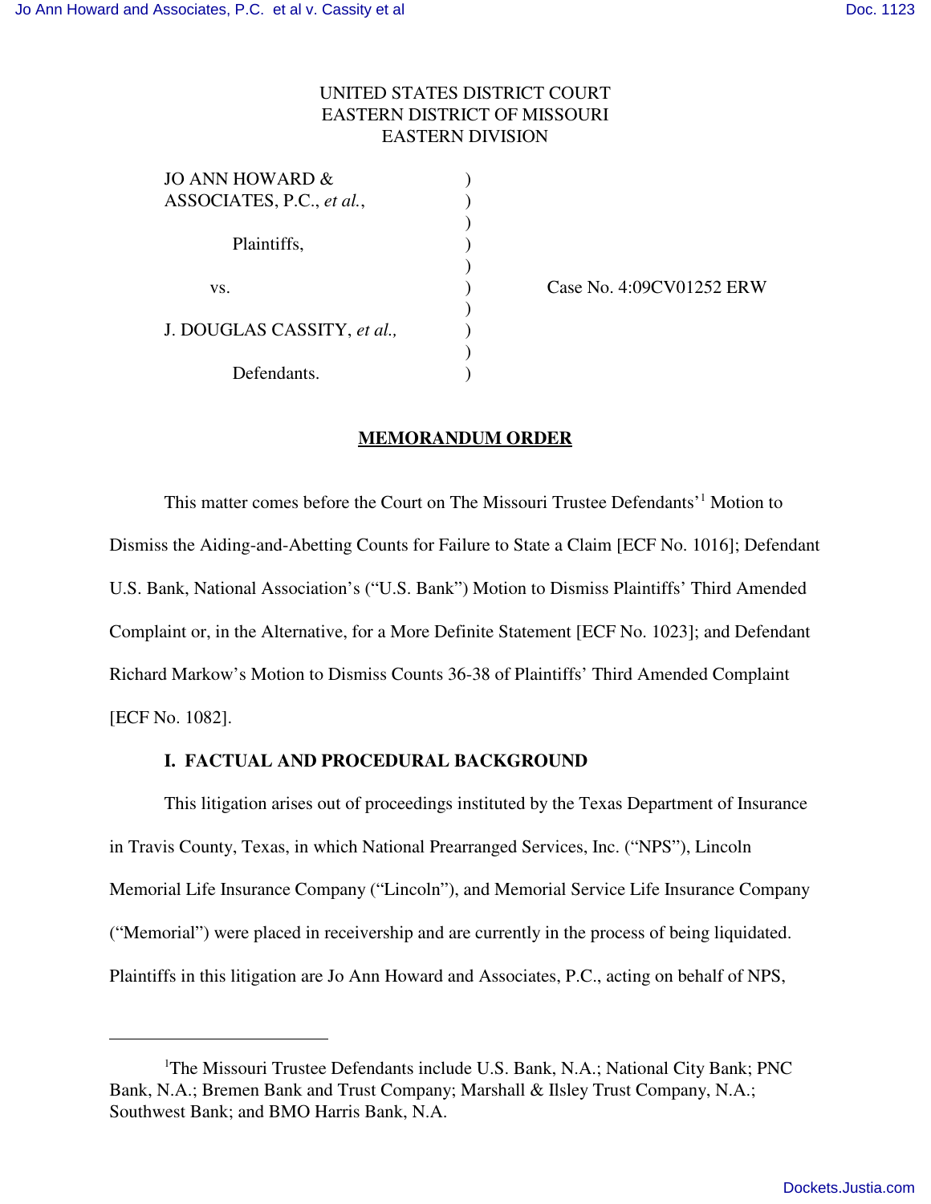UNITED STATES DISTRICT COURT
EASTERN DISTRICT OF MISSOURI
EASTERN DIVISION

| | | |
|---|---|---|
| JO ANN HOWARD & ASSOCIATES, P.C., *et al.*, | ) | |
| Plaintiffs, | ) | |
| vs. | ) | Case No. 4:09CV01252 ERW |
| J. DOUGLAS CASSITY, *et al.,* | ) | |
| Defendants. | ) | |

## MEMORANDUM ORDER

This matter comes before the Court on The Missouri Trustee Defendants'[1] Motion to Dismiss the Aiding-and-Abetting Counts for Failure to State a Claim [ECF No. 1016]; Defendant U.S. Bank, National Association's ("U.S. Bank") Motion to Dismiss Plaintiffs' Third Amended Complaint or, in the Alternative, for a More Definite Statement [ECF No. 1023]; and Defendant Richard Markow's Motion to Dismiss Counts 36-38 of Plaintiffs' Third Amended Complaint [ECF No. 1082].

### I. FACTUAL AND PROCEDURAL BACKGROUND

This litigation arises out of proceedings instituted by the Texas Department of Insurance in Travis County, Texas, in which National Prearranged Services, Inc. ("NPS"), Lincoln Memorial Life Insurance Company ("Lincoln"), and Memorial Service Life Insurance Company ("Memorial") were placed in receivership and are currently in the process of being liquidated. Plaintiffs in this litigation are Jo Ann Howard and Associates, P.C., acting on behalf of NPS,

---

[1]The Missouri Trustee Defendants include U.S. Bank, N.A.; National City Bank; PNC Bank, N.A.; Bremen Bank and Trust Company; Marshall & Ilsley Trust Company, N.A.; Southwest Bank; and BMO Harris Bank, N.A.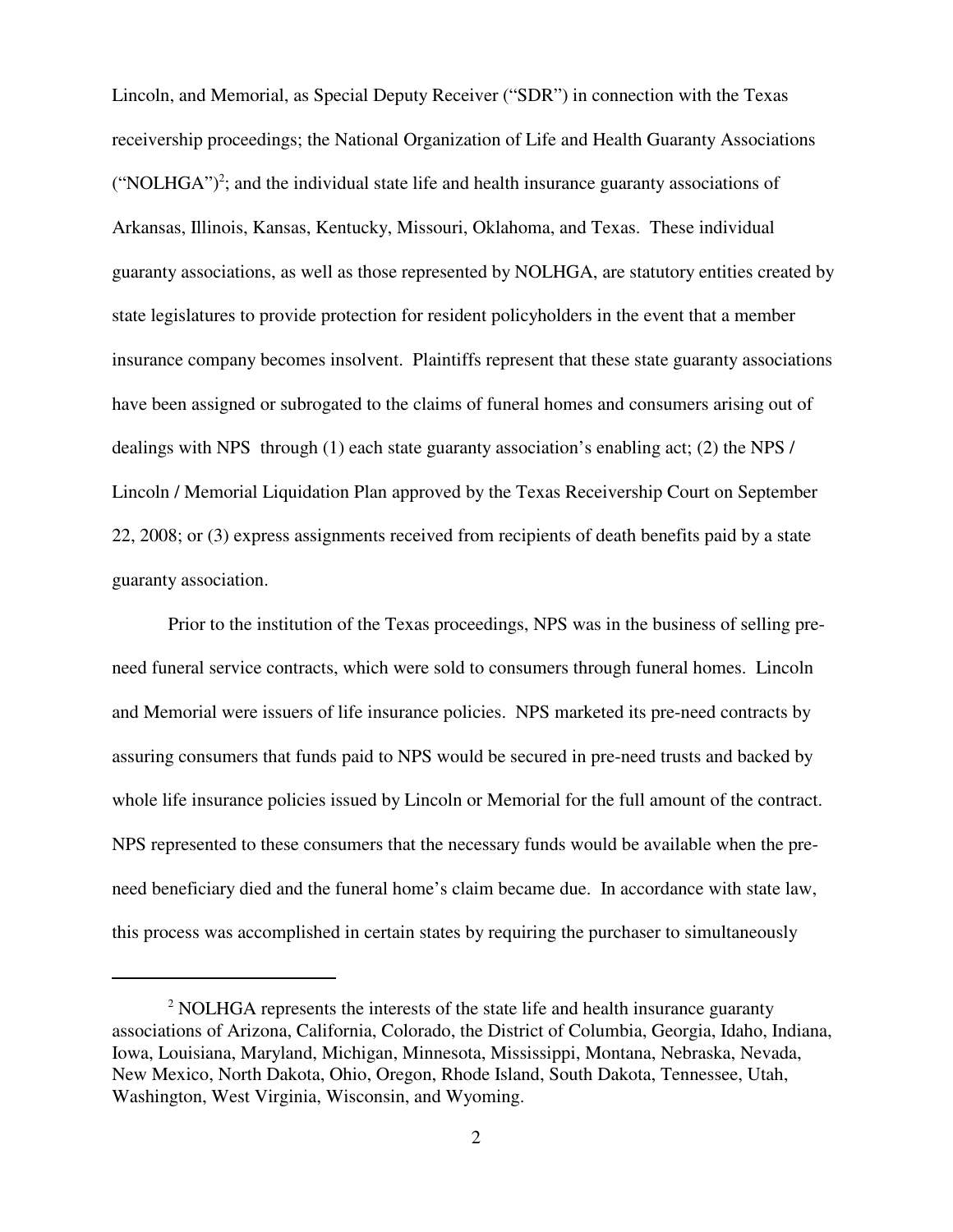Lincoln, and Memorial, as Special Deputy Receiver ("SDR") in connection with the Texas receivership proceedings; the National Organization of Life and Health Guaranty Associations ("NOLHGA")[2]; and the individual state life and health insurance guaranty associations of Arkansas, Illinois, Kansas, Kentucky, Missouri, Oklahoma, and Texas. These individual guaranty associations, as well as those represented by NOLHGA, are statutory entities created by state legislatures to provide protection for resident policyholders in the event that a member insurance company becomes insolvent. Plaintiffs represent that these state guaranty associations have been assigned or subrogated to the claims of funeral homes and consumers arising out of dealings with NPS through (1) each state guaranty association's enabling act; (2) the NPS / Lincoln / Memorial Liquidation Plan approved by the Texas Receivership Court on September 22, 2008; or (3) express assignments received from recipients of death benefits paid by a state guaranty association.

Prior to the institution of the Texas proceedings, NPS was in the business of selling pre-need funeral service contracts, which were sold to consumers through funeral homes. Lincoln and Memorial were issuers of life insurance policies. NPS marketed its pre-need contracts by assuring consumers that funds paid to NPS would be secured in pre-need trusts and backed by whole life insurance policies issued by Lincoln or Memorial for the full amount of the contract. NPS represented to these consumers that the necessary funds would be available when the pre-need beneficiary died and the funeral home's claim became due. In accordance with state law, this process was accomplished in certain states by requiring the purchaser to simultaneously

---

[2] NOLHGA represents the interests of the state life and health insurance guaranty associations of Arizona, California, Colorado, the District of Columbia, Georgia, Idaho, Indiana, Iowa, Louisiana, Maryland, Michigan, Minnesota, Mississippi, Montana, Nebraska, Nevada, New Mexico, North Dakota, Ohio, Oregon, Rhode Island, South Dakota, Tennessee, Utah, Washington, West Virginia, Wisconsin, and Wyoming.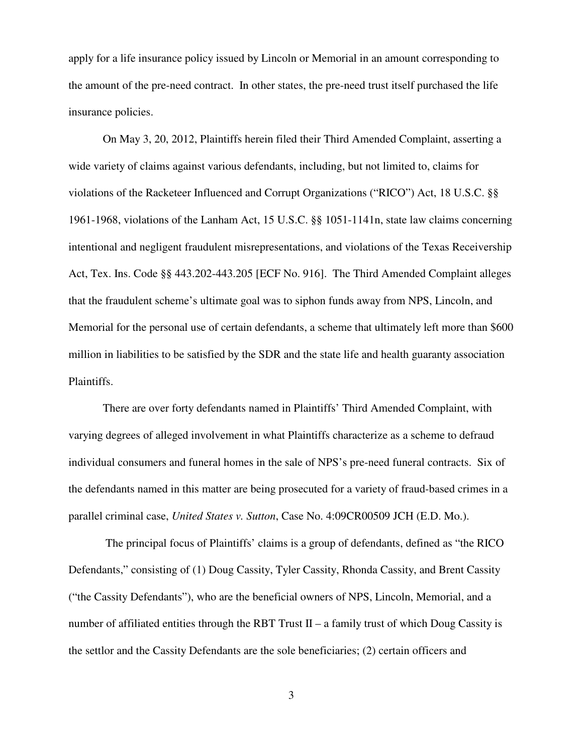apply for a life insurance policy issued by Lincoln or Memorial in an amount corresponding to the amount of the pre-need contract. In other states, the pre-need trust itself purchased the life insurance policies.

On May 3, 20, 2012, Plaintiffs herein filed their Third Amended Complaint, asserting a wide variety of claims against various defendants, including, but not limited to, claims for violations of the Racketeer Influenced and Corrupt Organizations ("RICO") Act, 18 U.S.C. §§ 1961-1968, violations of the Lanham Act, 15 U.S.C. §§ 1051-1141n, state law claims concerning intentional and negligent fraudulent misrepresentations, and violations of the Texas Receivership Act, Tex. Ins. Code §§ 443.202-443.205 [ECF No. 916]. The Third Amended Complaint alleges that the fraudulent scheme's ultimate goal was to siphon funds away from NPS, Lincoln, and Memorial for the personal use of certain defendants, a scheme that ultimately left more than $600 million in liabilities to be satisfied by the SDR and the state life and health guaranty association Plaintiffs.

There are over forty defendants named in Plaintiffs' Third Amended Complaint, with varying degrees of alleged involvement in what Plaintiffs characterize as a scheme to defraud individual consumers and funeral homes in the sale of NPS's pre-need funeral contracts. Six of the defendants named in this matter are being prosecuted for a variety of fraud-based crimes in a parallel criminal case, *United States v. Sutton*, Case No. 4:09CR00509 JCH (E.D. Mo.).

The principal focus of Plaintiffs' claims is a group of defendants, defined as "the RICO Defendants," consisting of (1) Doug Cassity, Tyler Cassity, Rhonda Cassity, and Brent Cassity ("the Cassity Defendants"), who are the beneficial owners of NPS, Lincoln, Memorial, and a number of affiliated entities through the RBT Trust II – a family trust of which Doug Cassity is the settlor and the Cassity Defendants are the sole beneficiaries; (2) certain officers and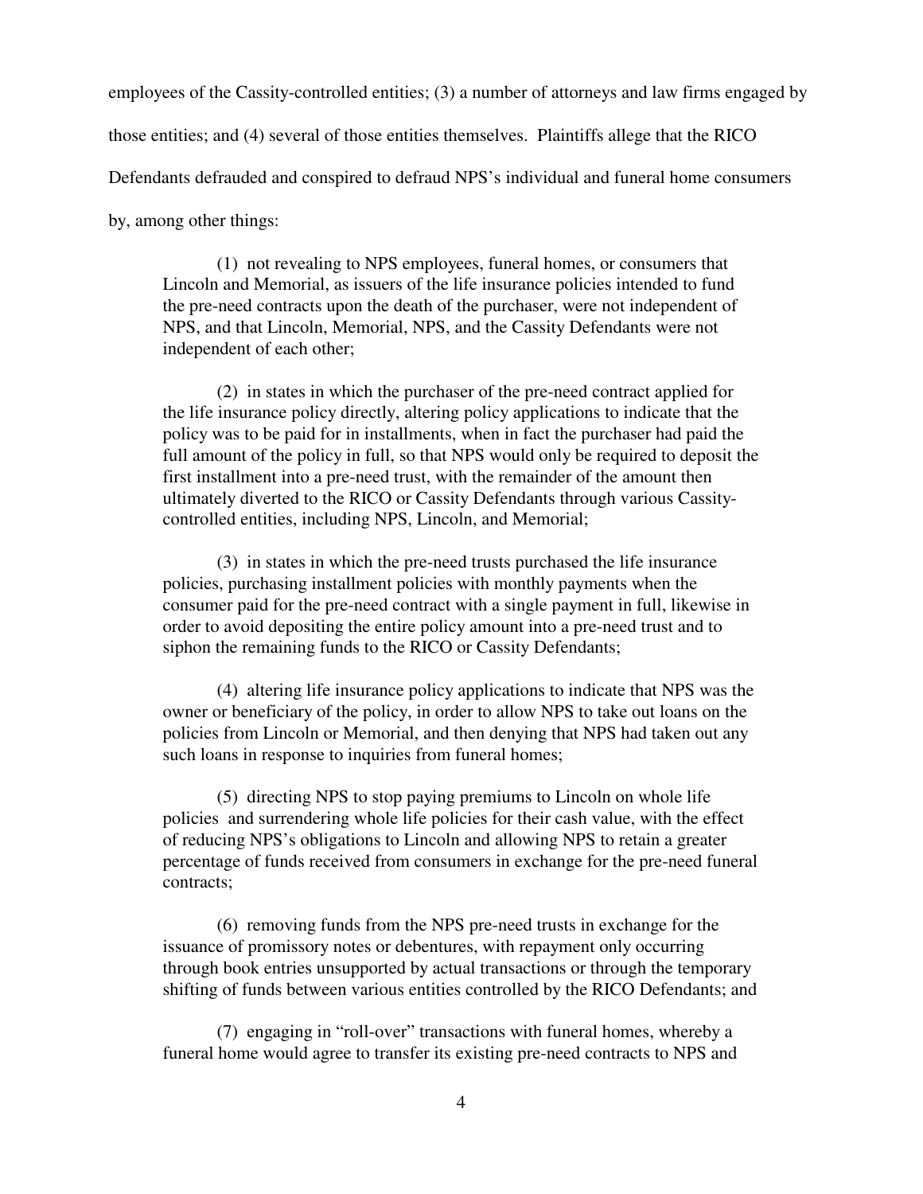employees of the Cassity-controlled entities; (3) a number of attorneys and law firms engaged by those entities; and (4) several of those entities themselves. Plaintiffs allege that the RICO Defendants defrauded and conspired to defraud NPS's individual and funeral home consumers by, among other things:

> (1) not revealing to NPS employees, funeral homes, or consumers that Lincoln and Memorial, as issuers of the life insurance policies intended to fund the pre-need contracts upon the death of the purchaser, were not independent of NPS, and that Lincoln, Memorial, NPS, and the Cassity Defendants were not independent of each other;
>
> (2) in states in which the purchaser of the pre-need contract applied for the life insurance policy directly, altering policy applications to indicate that the policy was to be paid for in installments, when in fact the purchaser had paid the full amount of the policy in full, so that NPS would only be required to deposit the first installment into a pre-need trust, with the remainder of the amount then ultimately diverted to the RICO or Cassity Defendants through various Cassity-controlled entities, including NPS, Lincoln, and Memorial;
>
> (3) in states in which the pre-need trusts purchased the life insurance policies, purchasing installment policies with monthly payments when the consumer paid for the pre-need contract with a single payment in full, likewise in order to avoid depositing the entire policy amount into a pre-need trust and to siphon the remaining funds to the RICO or Cassity Defendants;
>
> (4) altering life insurance policy applications to indicate that NPS was the owner or beneficiary of the policy, in order to allow NPS to take out loans on the policies from Lincoln or Memorial, and then denying that NPS had taken out any such loans in response to inquiries from funeral homes;
>
> (5) directing NPS to stop paying premiums to Lincoln on whole life policies and surrendering whole life policies for their cash value, with the effect of reducing NPS's obligations to Lincoln and allowing NPS to retain a greater percentage of funds received from consumers in exchange for the pre-need funeral contracts;
>
> (6) removing funds from the NPS pre-need trusts in exchange for the issuance of promissory notes or debentures, with repayment only occurring through book entries unsupported by actual transactions or through the temporary shifting of funds between various entities controlled by the RICO Defendants; and
>
> (7) engaging in "roll-over" transactions with funeral homes, whereby a funeral home would agree to transfer its existing pre-need contracts to NPS and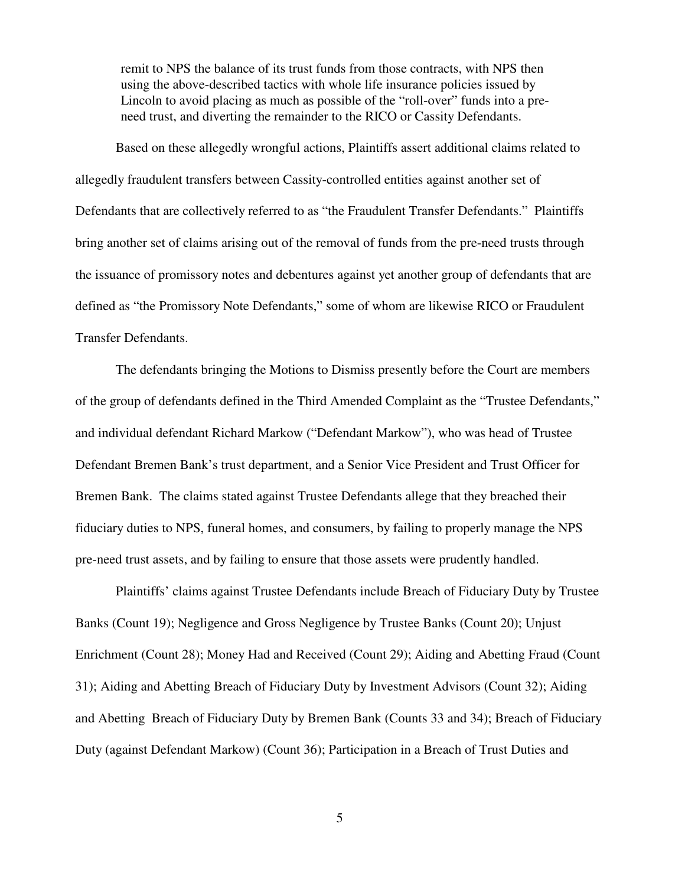remit to NPS the balance of its trust funds from those contracts, with NPS then using the above-described tactics with whole life insurance policies issued by Lincoln to avoid placing as much as possible of the "roll-over" funds into a pre-need trust, and diverting the remainder to the RICO or Cassity Defendants.

Based on these allegedly wrongful actions, Plaintiffs assert additional claims related to allegedly fraudulent transfers between Cassity-controlled entities against another set of Defendants that are collectively referred to as "the Fraudulent Transfer Defendants." Plaintiffs bring another set of claims arising out of the removal of funds from the pre-need trusts through the issuance of promissory notes and debentures against yet another group of defendants that are defined as "the Promissory Note Defendants," some of whom are likewise RICO or Fraudulent Transfer Defendants.

The defendants bringing the Motions to Dismiss presently before the Court are members of the group of defendants defined in the Third Amended Complaint as the "Trustee Defendants," and individual defendant Richard Markow ("Defendant Markow"), who was head of Trustee Defendant Bremen Bank's trust department, and a Senior Vice President and Trust Officer for Bremen Bank. The claims stated against Trustee Defendants allege that they breached their fiduciary duties to NPS, funeral homes, and consumers, by failing to properly manage the NPS pre-need trust assets, and by failing to ensure that those assets were prudently handled.

Plaintiffs' claims against Trustee Defendants include Breach of Fiduciary Duty by Trustee Banks (Count 19); Negligence and Gross Negligence by Trustee Banks (Count 20); Unjust Enrichment (Count 28); Money Had and Received (Count 29); Aiding and Abetting Fraud (Count 31); Aiding and Abetting Breach of Fiduciary Duty by Investment Advisors (Count 32); Aiding and Abetting Breach of Fiduciary Duty by Bremen Bank (Counts 33 and 34); Breach of Fiduciary Duty (against Defendant Markow) (Count 36); Participation in a Breach of Trust Duties and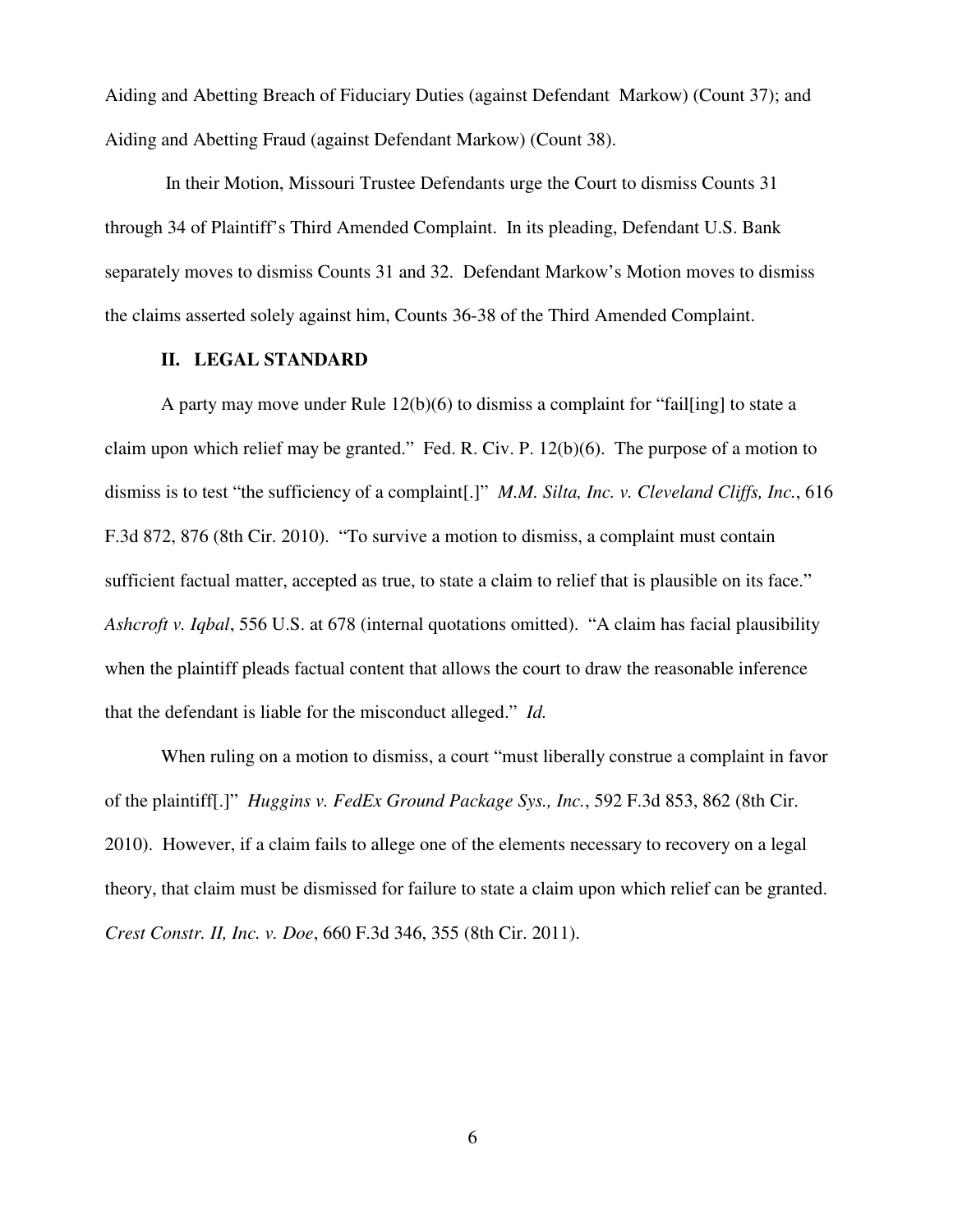Aiding and Abetting Breach of Fiduciary Duties (against Defendant Markow) (Count 37); and Aiding and Abetting Fraud (against Defendant Markow) (Count 38).

In their Motion, Missouri Trustee Defendants urge the Court to dismiss Counts 31 through 34 of Plaintiff's Third Amended Complaint. In its pleading, Defendant U.S. Bank separately moves to dismiss Counts 31 and 32. Defendant Markow's Motion moves to dismiss the claims asserted solely against him, Counts 36-38 of the Third Amended Complaint.

## II. LEGAL STANDARD

A party may move under Rule 12(b)(6) to dismiss a complaint for "fail[ing] to state a claim upon which relief may be granted." Fed. R. Civ. P. 12(b)(6). The purpose of a motion to dismiss is to test "the sufficiency of a complaint[.]" *M.M. Silta, Inc. v. Cleveland Cliffs, Inc.*, 616 F.3d 872, 876 (8th Cir. 2010). "To survive a motion to dismiss, a complaint must contain sufficient factual matter, accepted as true, to state a claim to relief that is plausible on its face." *Ashcroft v. Iqbal*, 556 U.S. at 678 (internal quotations omitted). "A claim has facial plausibility when the plaintiff pleads factual content that allows the court to draw the reasonable inference that the defendant is liable for the misconduct alleged." *Id.*

When ruling on a motion to dismiss, a court "must liberally construe a complaint in favor of the plaintiff[.]" *Huggins v. FedEx Ground Package Sys., Inc.*, 592 F.3d 853, 862 (8th Cir. 2010). However, if a claim fails to allege one of the elements necessary to recovery on a legal theory, that claim must be dismissed for failure to state a claim upon which relief can be granted. *Crest Constr. II, Inc. v. Doe*, 660 F.3d 346, 355 (8th Cir. 2011).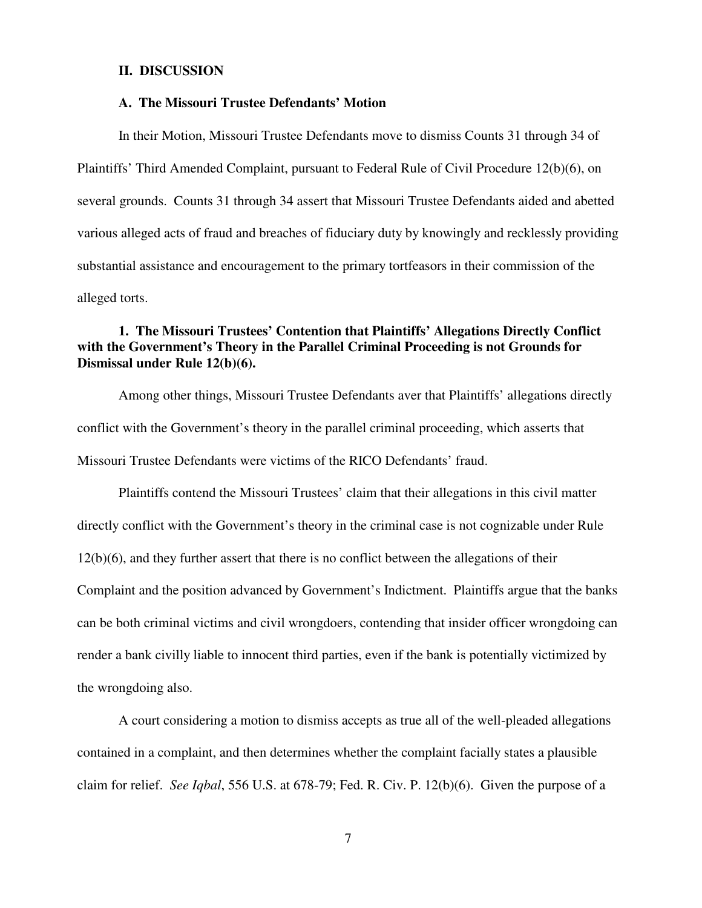## II. DISCUSSION

### A. The Missouri Trustee Defendants' Motion

In their Motion, Missouri Trustee Defendants move to dismiss Counts 31 through 34 of Plaintiffs' Third Amended Complaint, pursuant to Federal Rule of Civil Procedure 12(b)(6), on several grounds. Counts 31 through 34 assert that Missouri Trustee Defendants aided and abetted various alleged acts of fraud and breaches of fiduciary duty by knowingly and recklessly providing substantial assistance and encouragement to the primary tortfeasors in their commission of the alleged torts.

#### 1. The Missouri Trustees' Contention that Plaintiffs' Allegations Directly Conflict with the Government's Theory in the Parallel Criminal Proceeding is not Grounds for Dismissal under Rule 12(b)(6).

Among other things, Missouri Trustee Defendants aver that Plaintiffs' allegations directly conflict with the Government's theory in the parallel criminal proceeding, which asserts that Missouri Trustee Defendants were victims of the RICO Defendants' fraud.

Plaintiffs contend the Missouri Trustees' claim that their allegations in this civil matter directly conflict with the Government's theory in the criminal case is not cognizable under Rule 12(b)(6), and they further assert that there is no conflict between the allegations of their Complaint and the position advanced by Government's Indictment. Plaintiffs argue that the banks can be both criminal victims and civil wrongdoers, contending that insider officer wrongdoing can render a bank civilly liable to innocent third parties, even if the bank is potentially victimized by the wrongdoing also.

A court considering a motion to dismiss accepts as true all of the well-pleaded allegations contained in a complaint, and then determines whether the complaint facially states a plausible claim for relief. *See Iqbal*, 556 U.S. at 678-79; Fed. R. Civ. P. 12(b)(6). Given the purpose of a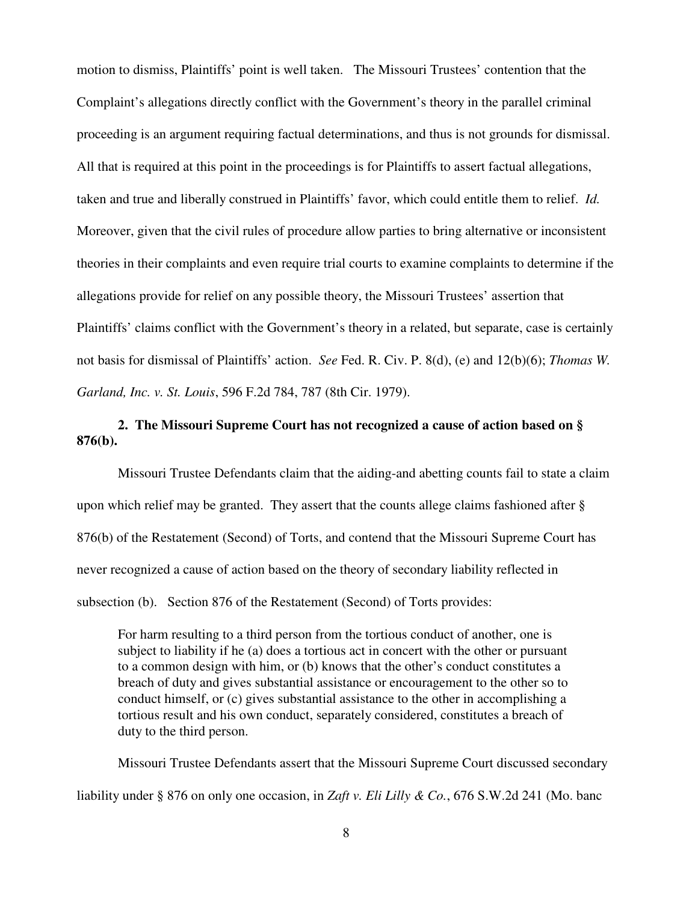motion to dismiss, Plaintiffs' point is well taken. The Missouri Trustees' contention that the Complaint's allegations directly conflict with the Government's theory in the parallel criminal proceeding is an argument requiring factual determinations, and thus is not grounds for dismissal. All that is required at this point in the proceedings is for Plaintiffs to assert factual allegations, taken and true and liberally construed in Plaintiffs' favor, which could entitle them to relief. *Id.* Moreover, given that the civil rules of procedure allow parties to bring alternative or inconsistent theories in their complaints and even require trial courts to examine complaints to determine if the allegations provide for relief on any possible theory, the Missouri Trustees' assertion that Plaintiffs' claims conflict with the Government's theory in a related, but separate, case is certainly not basis for dismissal of Plaintiffs' action. *See* Fed. R. Civ. P. 8(d), (e) and 12(b)(6); *Thomas W. Garland, Inc. v. St. Louis*, 596 F.2d 784, 787 (8th Cir. 1979).

**2. The Missouri Supreme Court has not recognized a cause of action based on § 876(b).**

Missouri Trustee Defendants claim that the aiding-and abetting counts fail to state a claim upon which relief may be granted. They assert that the counts allege claims fashioned after § 876(b) of the Restatement (Second) of Torts, and contend that the Missouri Supreme Court has never recognized a cause of action based on the theory of secondary liability reflected in subsection (b). Section 876 of the Restatement (Second) of Torts provides:

> For harm resulting to a third person from the tortious conduct of another, one is subject to liability if he (a) does a tortious act in concert with the other or pursuant to a common design with him, or (b) knows that the other's conduct constitutes a breach of duty and gives substantial assistance or encouragement to the other so to conduct himself, or (c) gives substantial assistance to the other in accomplishing a tortious result and his own conduct, separately considered, constitutes a breach of duty to the third person.

Missouri Trustee Defendants assert that the Missouri Supreme Court discussed secondary liability under § 876 on only one occasion, in *Zaft v. Eli Lilly & Co.*, 676 S.W.2d 241 (Mo. banc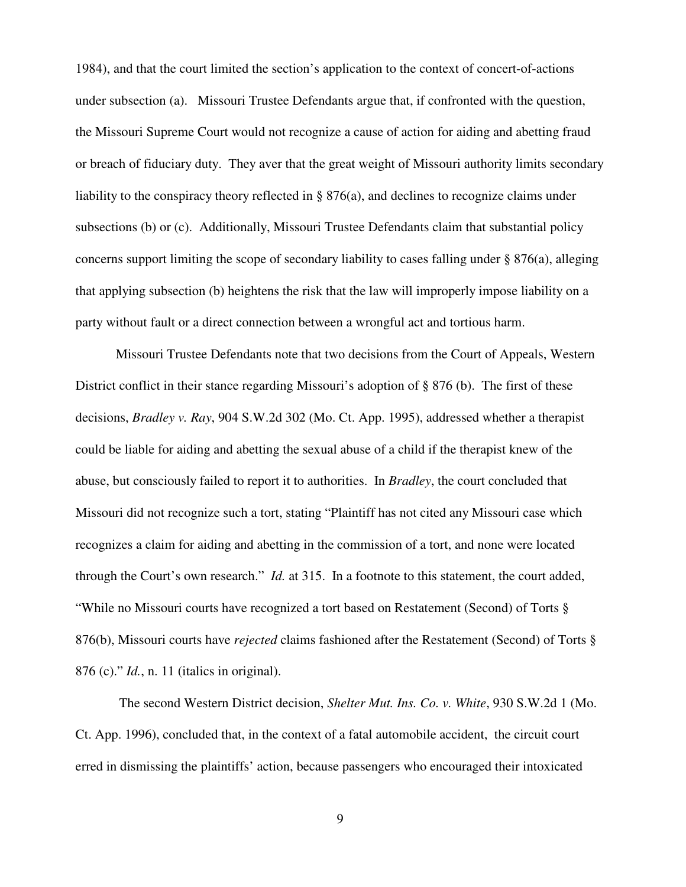1984), and that the court limited the section's application to the context of concert-of-actions under subsection (a). Missouri Trustee Defendants argue that, if confronted with the question, the Missouri Supreme Court would not recognize a cause of action for aiding and abetting fraud or breach of fiduciary duty. They aver that the great weight of Missouri authority limits secondary liability to the conspiracy theory reflected in § 876(a), and declines to recognize claims under subsections (b) or (c). Additionally, Missouri Trustee Defendants claim that substantial policy concerns support limiting the scope of secondary liability to cases falling under § 876(a), alleging that applying subsection (b) heightens the risk that the law will improperly impose liability on a party without fault or a direct connection between a wrongful act and tortious harm.

Missouri Trustee Defendants note that two decisions from the Court of Appeals, Western District conflict in their stance regarding Missouri's adoption of § 876 (b). The first of these decisions, *Bradley v. Ray*, 904 S.W.2d 302 (Mo. Ct. App. 1995), addressed whether a therapist could be liable for aiding and abetting the sexual abuse of a child if the therapist knew of the abuse, but consciously failed to report it to authorities. In *Bradley*, the court concluded that Missouri did not recognize such a tort, stating "Plaintiff has not cited any Missouri case which recognizes a claim for aiding and abetting in the commission of a tort, and none were located through the Court's own research." *Id.* at 315. In a footnote to this statement, the court added, "While no Missouri courts have recognized a tort based on Restatement (Second) of Torts § 876(b), Missouri courts have *rejected* claims fashioned after the Restatement (Second) of Torts § 876 (c)." *Id.*, n. 11 (italics in original).

The second Western District decision, *Shelter Mut. Ins. Co. v. White*, 930 S.W.2d 1 (Mo. Ct. App. 1996), concluded that, in the context of a fatal automobile accident, the circuit court erred in dismissing the plaintiffs' action, because passengers who encouraged their intoxicated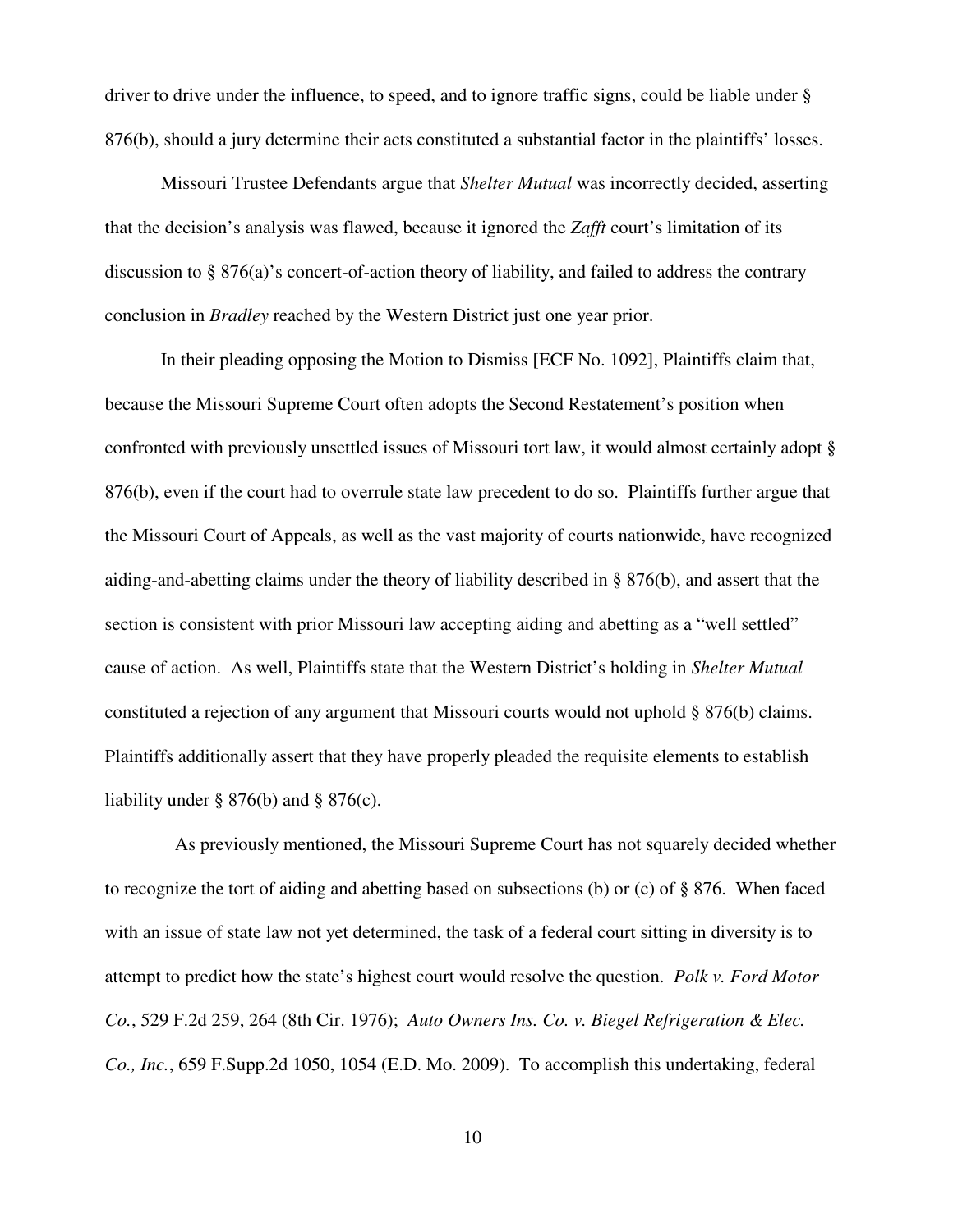driver to drive under the influence, to speed, and to ignore traffic signs, could be liable under § 876(b), should a jury determine their acts constituted a substantial factor in the plaintiffs' losses.

Missouri Trustee Defendants argue that *Shelter Mutual* was incorrectly decided, asserting that the decision's analysis was flawed, because it ignored the *Zafft* court's limitation of its discussion to § 876(a)'s concert-of-action theory of liability, and failed to address the contrary conclusion in *Bradley* reached by the Western District just one year prior.

In their pleading opposing the Motion to Dismiss [ECF No. 1092], Plaintiffs claim that, because the Missouri Supreme Court often adopts the Second Restatement's position when confronted with previously unsettled issues of Missouri tort law, it would almost certainly adopt § 876(b), even if the court had to overrule state law precedent to do so. Plaintiffs further argue that the Missouri Court of Appeals, as well as the vast majority of courts nationwide, have recognized aiding-and-abetting claims under the theory of liability described in § 876(b), and assert that the section is consistent with prior Missouri law accepting aiding and abetting as a "well settled" cause of action. As well, Plaintiffs state that the Western District's holding in *Shelter Mutual* constituted a rejection of any argument that Missouri courts would not uphold § 876(b) claims. Plaintiffs additionally assert that they have properly pleaded the requisite elements to establish liability under § 876(b) and § 876(c).

As previously mentioned, the Missouri Supreme Court has not squarely decided whether to recognize the tort of aiding and abetting based on subsections (b) or (c) of § 876. When faced with an issue of state law not yet determined, the task of a federal court sitting in diversity is to attempt to predict how the state's highest court would resolve the question. *Polk v. Ford Motor Co.*, 529 F.2d 259, 264 (8th Cir. 1976); *Auto Owners Ins. Co. v. Biegel Refrigeration & Elec. Co., Inc.*, 659 F.Supp.2d 1050, 1054 (E.D. Mo. 2009). To accomplish this undertaking, federal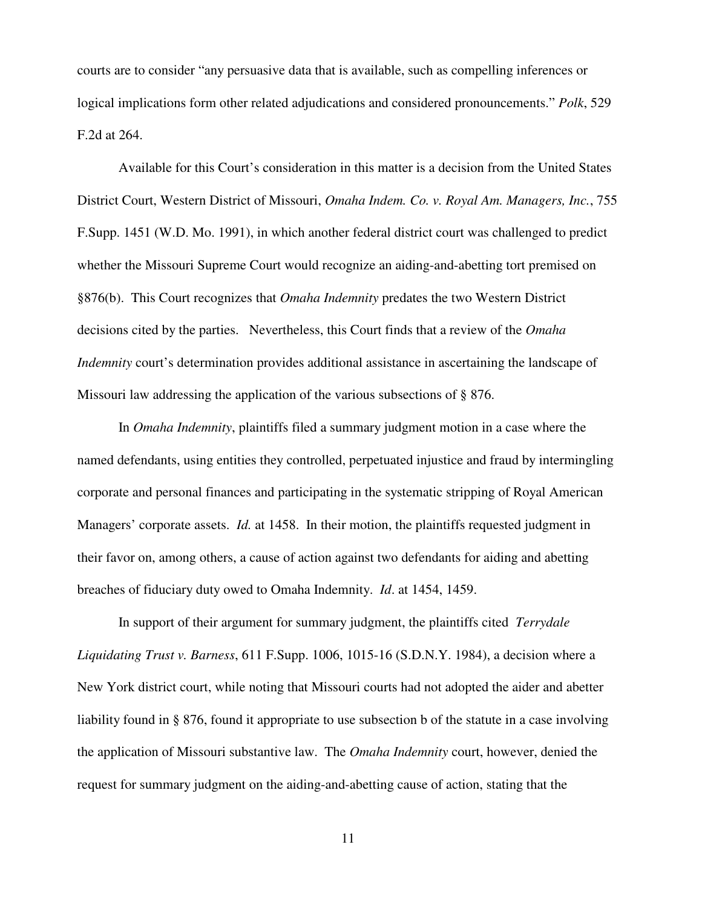courts are to consider "any persuasive data that is available, such as compelling inferences or logical implications form other related adjudications and considered pronouncements." *Polk*, 529 F.2d at 264.

Available for this Court's consideration in this matter is a decision from the United States District Court, Western District of Missouri, *Omaha Indem. Co. v. Royal Am. Managers, Inc.*, 755 F.Supp. 1451 (W.D. Mo. 1991), in which another federal district court was challenged to predict whether the Missouri Supreme Court would recognize an aiding-and-abetting tort premised on §876(b). This Court recognizes that *Omaha Indemnity* predates the two Western District decisions cited by the parties. Nevertheless, this Court finds that a review of the *Omaha Indemnity* court's determination provides additional assistance in ascertaining the landscape of Missouri law addressing the application of the various subsections of § 876.

In *Omaha Indemnity*, plaintiffs filed a summary judgment motion in a case where the named defendants, using entities they controlled, perpetuated injustice and fraud by intermingling corporate and personal finances and participating in the systematic stripping of Royal American Managers' corporate assets. *Id.* at 1458. In their motion, the plaintiffs requested judgment in their favor on, among others, a cause of action against two defendants for aiding and abetting breaches of fiduciary duty owed to Omaha Indemnity. *Id*. at 1454, 1459.

In support of their argument for summary judgment, the plaintiffs cited *Terrydale Liquidating Trust v. Barness*, 611 F.Supp. 1006, 1015-16 (S.D.N.Y. 1984), a decision where a New York district court, while noting that Missouri courts had not adopted the aider and abetter liability found in § 876, found it appropriate to use subsection b of the statute in a case involving the application of Missouri substantive law. The *Omaha Indemnity* court, however, denied the request for summary judgment on the aiding-and-abetting cause of action, stating that the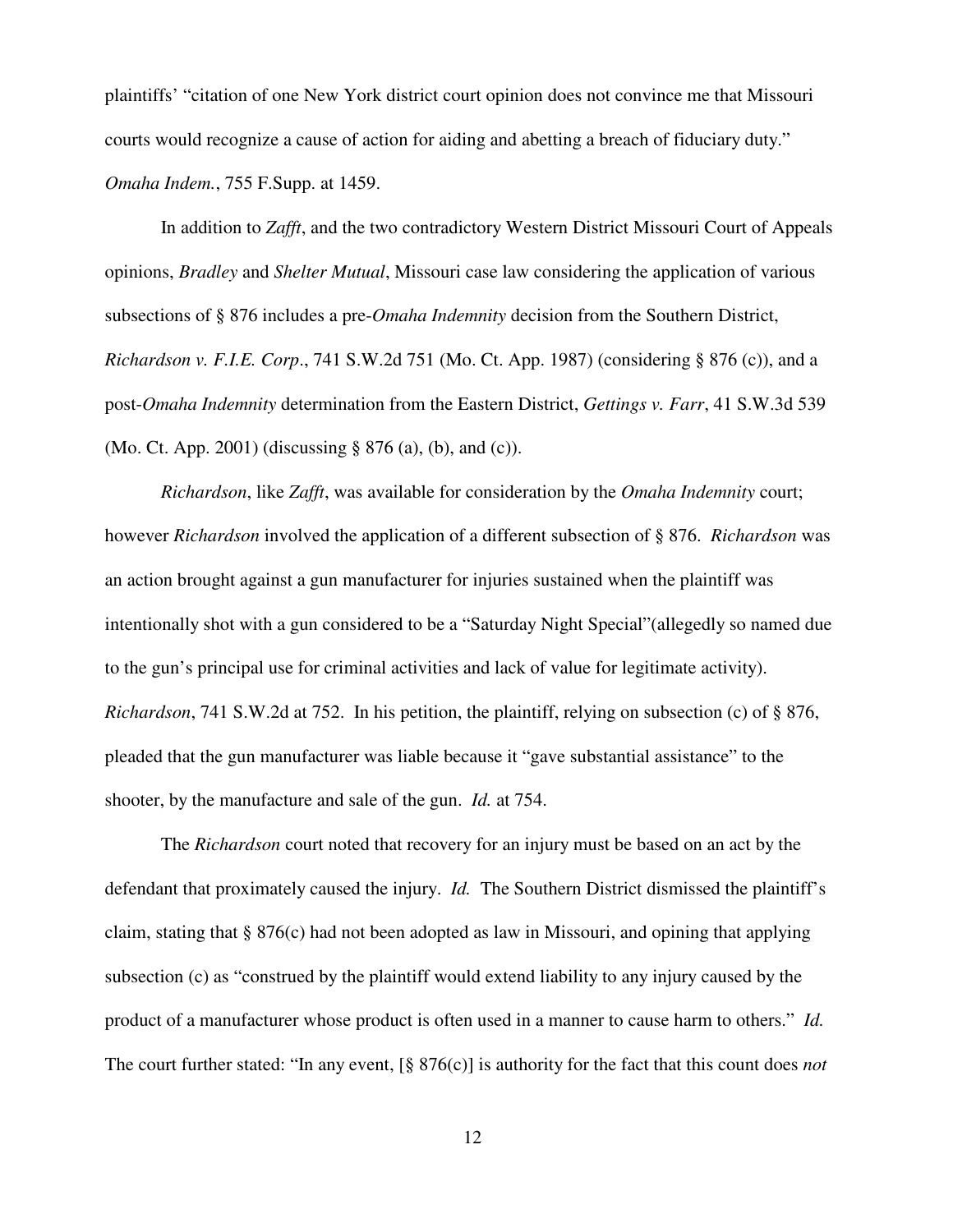plaintiffs' "citation of one New York district court opinion does not convince me that Missouri courts would recognize a cause of action for aiding and abetting a breach of fiduciary duty." *Omaha Indem.*, 755 F.Supp. at 1459.

In addition to *Zafft*, and the two contradictory Western District Missouri Court of Appeals opinions, *Bradley* and *Shelter Mutual*, Missouri case law considering the application of various subsections of § 876 includes a pre-*Omaha Indemnity* decision from the Southern District, *Richardson v. F.I.E. Corp*., 741 S.W.2d 751 (Mo. Ct. App. 1987) (considering § 876 (c)), and a post-*Omaha Indemnity* determination from the Eastern District, *Gettings v. Farr*, 41 S.W.3d 539 (Mo. Ct. App. 2001) (discussing § 876 (a), (b), and (c)).

*Richardson*, like *Zafft*, was available for consideration by the *Omaha Indemnity* court; however *Richardson* involved the application of a different subsection of § 876. *Richardson* was an action brought against a gun manufacturer for injuries sustained when the plaintiff was intentionally shot with a gun considered to be a "Saturday Night Special"(allegedly so named due to the gun's principal use for criminal activities and lack of value for legitimate activity). *Richardson*, 741 S.W.2d at 752. In his petition, the plaintiff, relying on subsection (c) of § 876, pleaded that the gun manufacturer was liable because it "gave substantial assistance" to the shooter, by the manufacture and sale of the gun. *Id.* at 754.

The *Richardson* court noted that recovery for an injury must be based on an act by the defendant that proximately caused the injury. *Id.* The Southern District dismissed the plaintiff's claim, stating that § 876(c) had not been adopted as law in Missouri, and opining that applying subsection (c) as "construed by the plaintiff would extend liability to any injury caused by the product of a manufacturer whose product is often used in a manner to cause harm to others." *Id.* The court further stated: "In any event, [§ 876(c)] is authority for the fact that this count does *not*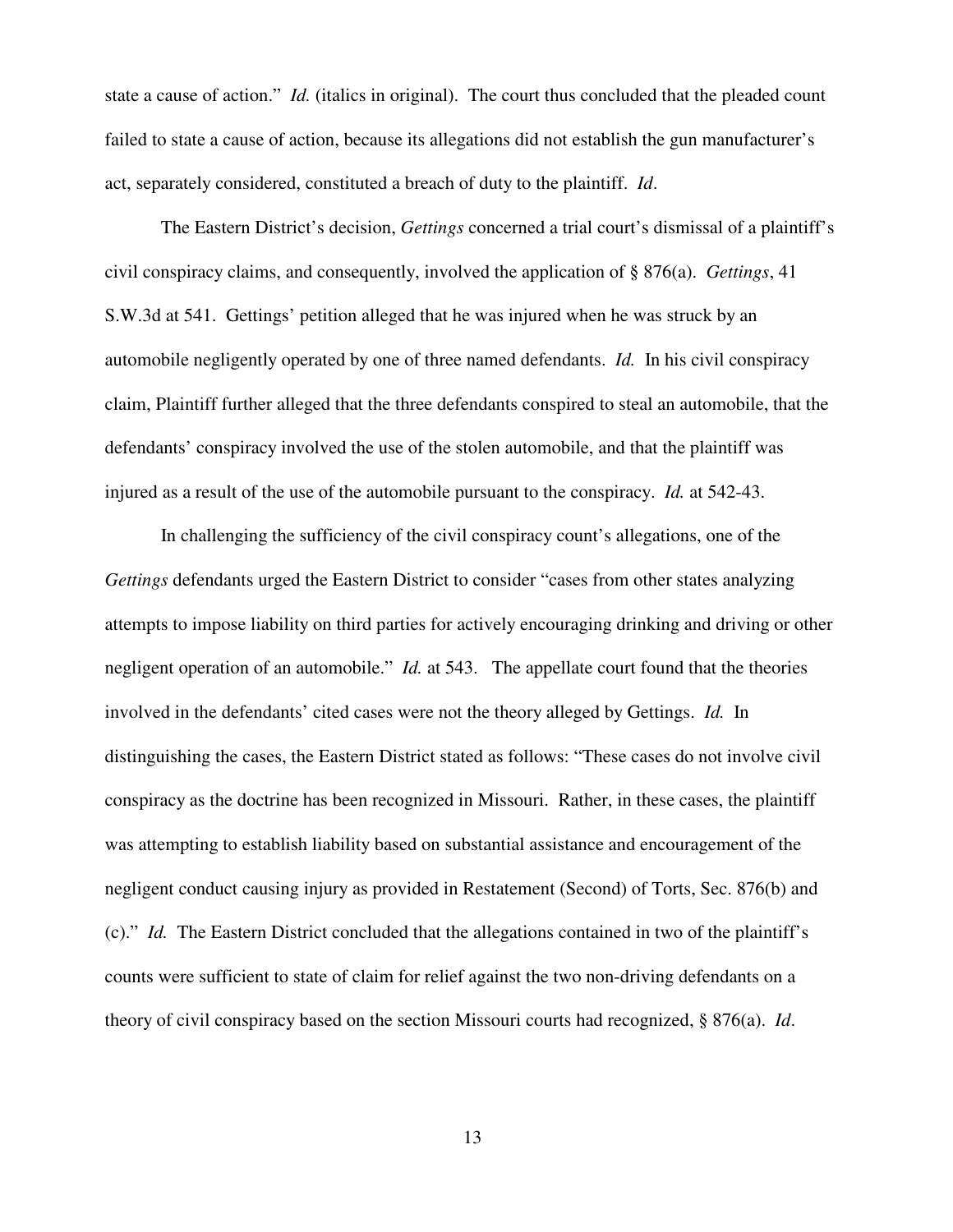state a cause of action." *Id.* (italics in original). The court thus concluded that the pleaded count failed to state a cause of action, because its allegations did not establish the gun manufacturer's act, separately considered, constituted a breach of duty to the plaintiff. *Id*.

The Eastern District's decision, *Gettings* concerned a trial court's dismissal of a plaintiff's civil conspiracy claims, and consequently, involved the application of § 876(a). *Gettings*, 41 S.W.3d at 541. Gettings' petition alleged that he was injured when he was struck by an automobile negligently operated by one of three named defendants. *Id.* In his civil conspiracy claim, Plaintiff further alleged that the three defendants conspired to steal an automobile, that the defendants' conspiracy involved the use of the stolen automobile, and that the plaintiff was injured as a result of the use of the automobile pursuant to the conspiracy. *Id.* at 542-43.

In challenging the sufficiency of the civil conspiracy count's allegations, one of the *Gettings* defendants urged the Eastern District to consider "cases from other states analyzing attempts to impose liability on third parties for actively encouraging drinking and driving or other negligent operation of an automobile." *Id.* at 543. The appellate court found that the theories involved in the defendants' cited cases were not the theory alleged by Gettings. *Id.* In distinguishing the cases, the Eastern District stated as follows: "These cases do not involve civil conspiracy as the doctrine has been recognized in Missouri. Rather, in these cases, the plaintiff was attempting to establish liability based on substantial assistance and encouragement of the negligent conduct causing injury as provided in Restatement (Second) of Torts, Sec. 876(b) and (c)." *Id.* The Eastern District concluded that the allegations contained in two of the plaintiff's counts were sufficient to state of claim for relief against the two non-driving defendants on a theory of civil conspiracy based on the section Missouri courts had recognized, § 876(a). *Id*.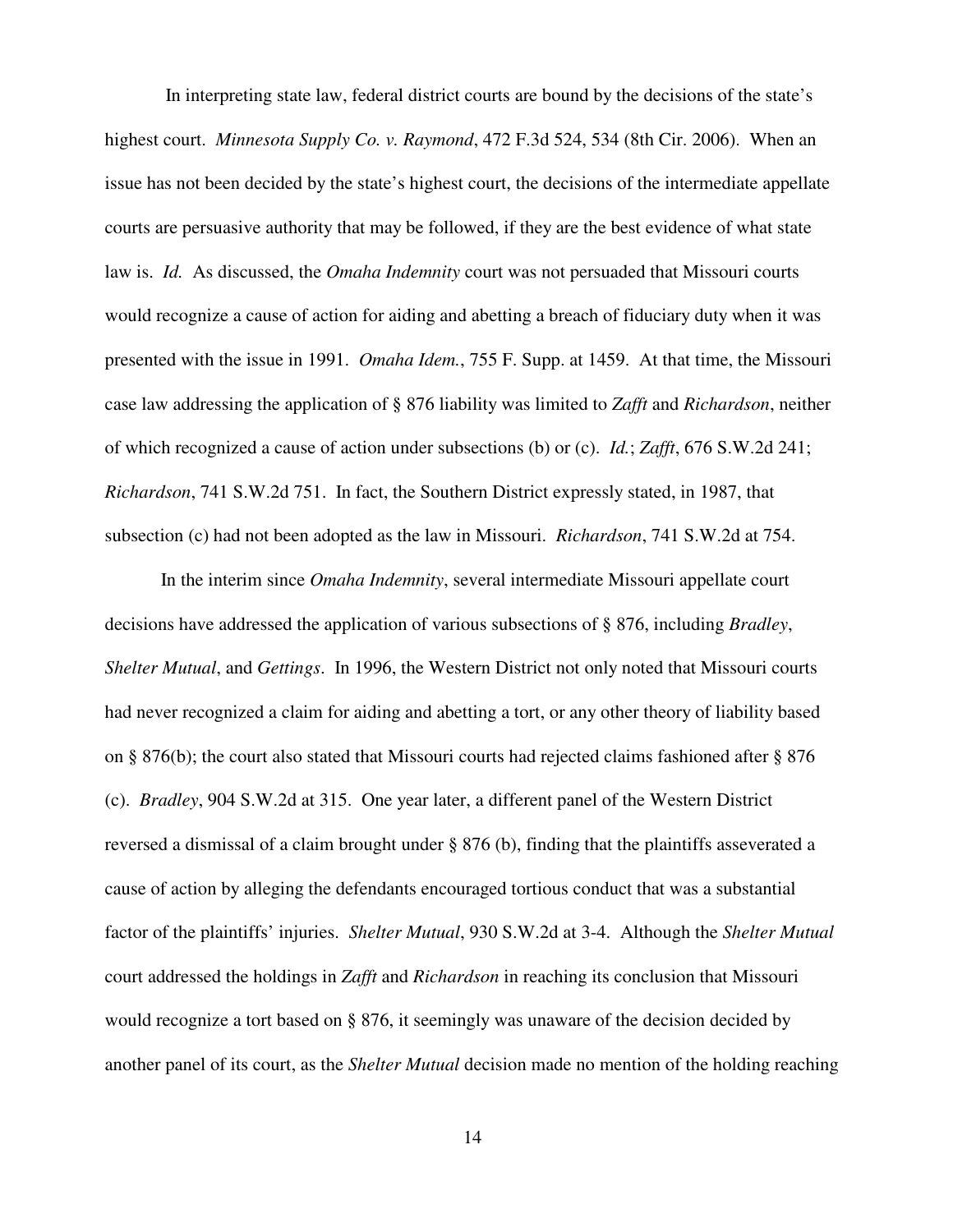In interpreting state law, federal district courts are bound by the decisions of the state's highest court. *Minnesota Supply Co. v. Raymond*, 472 F.3d 524, 534 (8th Cir. 2006). When an issue has not been decided by the state's highest court, the decisions of the intermediate appellate courts are persuasive authority that may be followed, if they are the best evidence of what state law is. *Id.* As discussed, the *Omaha Indemnity* court was not persuaded that Missouri courts would recognize a cause of action for aiding and abetting a breach of fiduciary duty when it was presented with the issue in 1991. *Omaha Idem.*, 755 F. Supp. at 1459. At that time, the Missouri case law addressing the application of § 876 liability was limited to *Zafft* and *Richardson*, neither of which recognized a cause of action under subsections (b) or (c). *Id.*; *Zafft*, 676 S.W.2d 241; *Richardson*, 741 S.W.2d 751. In fact, the Southern District expressly stated, in 1987, that subsection (c) had not been adopted as the law in Missouri. *Richardson*, 741 S.W.2d at 754.

In the interim since *Omaha Indemnity*, several intermediate Missouri appellate court decisions have addressed the application of various subsections of § 876, including *Bradley*, *Shelter Mutual*, and *Gettings*. In 1996, the Western District not only noted that Missouri courts had never recognized a claim for aiding and abetting a tort, or any other theory of liability based on § 876(b); the court also stated that Missouri courts had rejected claims fashioned after § 876 (c). *Bradley*, 904 S.W.2d at 315. One year later, a different panel of the Western District reversed a dismissal of a claim brought under § 876 (b), finding that the plaintiffs asseverated a cause of action by alleging the defendants encouraged tortious conduct that was a substantial factor of the plaintiffs' injuries. *Shelter Mutual*, 930 S.W.2d at 3-4. Although the *Shelter Mutual* court addressed the holdings in *Zafft* and *Richardson* in reaching its conclusion that Missouri would recognize a tort based on § 876, it seemingly was unaware of the decision decided by another panel of its court, as the *Shelter Mutual* decision made no mention of the holding reaching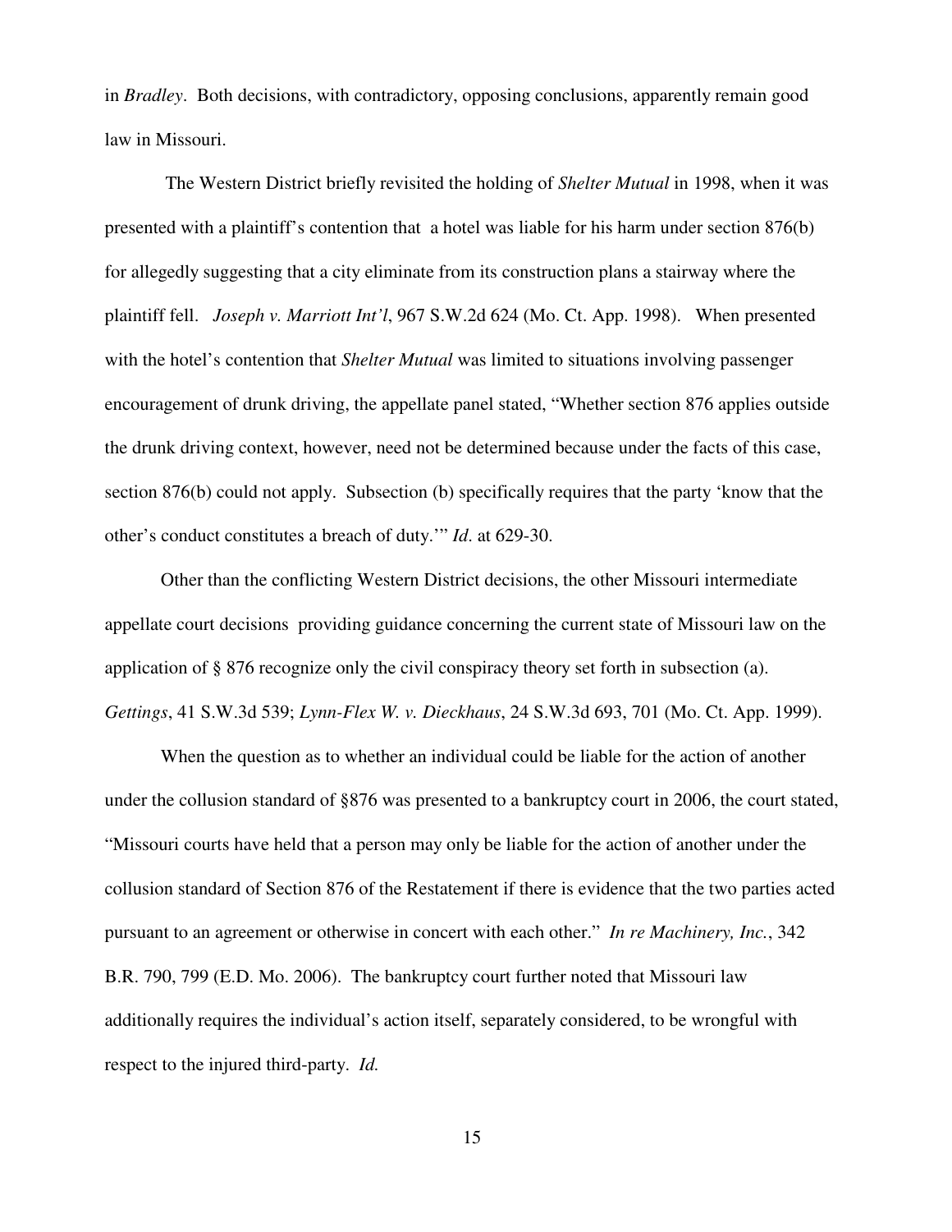in *Bradley*. Both decisions, with contradictory, opposing conclusions, apparently remain good law in Missouri.

The Western District briefly revisited the holding of *Shelter Mutual* in 1998, when it was presented with a plaintiff's contention that a hotel was liable for his harm under section 876(b) for allegedly suggesting that a city eliminate from its construction plans a stairway where the plaintiff fell. *Joseph v. Marriott Int'l*, 967 S.W.2d 624 (Mo. Ct. App. 1998). When presented with the hotel's contention that *Shelter Mutual* was limited to situations involving passenger encouragement of drunk driving, the appellate panel stated, "Whether section 876 applies outside the drunk driving context, however, need not be determined because under the facts of this case, section 876(b) could not apply. Subsection (b) specifically requires that the party 'know that the other's conduct constitutes a breach of duty.'" *Id*. at 629-30.

Other than the conflicting Western District decisions, the other Missouri intermediate appellate court decisions providing guidance concerning the current state of Missouri law on the application of § 876 recognize only the civil conspiracy theory set forth in subsection (a). *Gettings*, 41 S.W.3d 539; *Lynn-Flex W. v. Dieckhaus*, 24 S.W.3d 693, 701 (Mo. Ct. App. 1999).

When the question as to whether an individual could be liable for the action of another under the collusion standard of §876 was presented to a bankruptcy court in 2006, the court stated, "Missouri courts have held that a person may only be liable for the action of another under the collusion standard of Section 876 of the Restatement if there is evidence that the two parties acted pursuant to an agreement or otherwise in concert with each other." *In re Machinery, Inc.*, 342 B.R. 790, 799 (E.D. Mo. 2006). The bankruptcy court further noted that Missouri law additionally requires the individual's action itself, separately considered, to be wrongful with respect to the injured third-party. *Id.*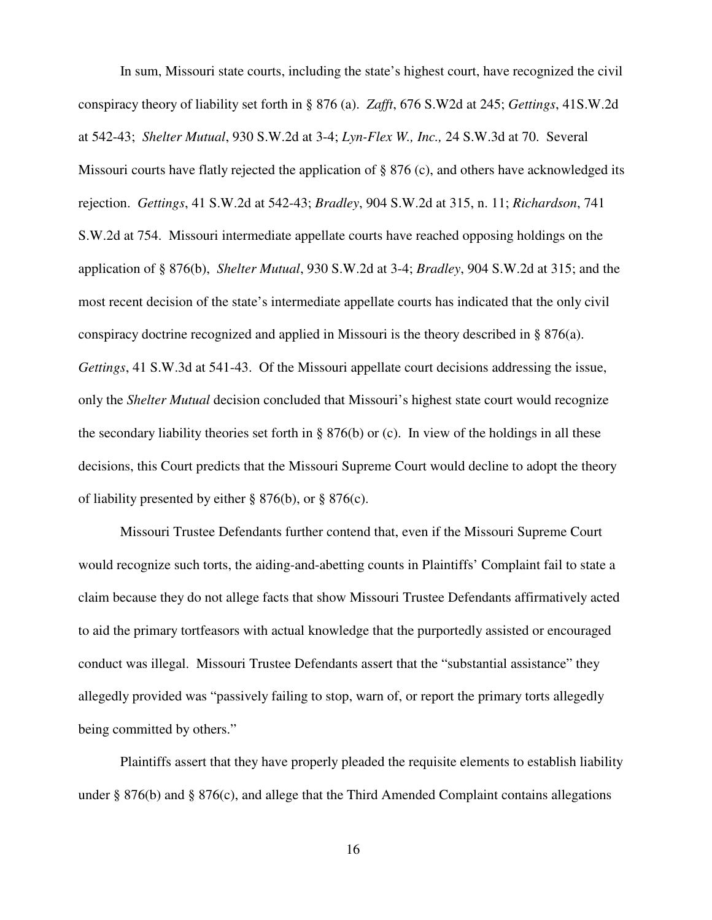In sum, Missouri state courts, including the state's highest court, have recognized the civil conspiracy theory of liability set forth in § 876 (a). *Zafft*, 676 S.W2d at 245; *Gettings*, 41S.W.2d at 542-43; *Shelter Mutual*, 930 S.W.2d at 3-4; *Lyn-Flex W., Inc.,* 24 S.W.3d at 70. Several Missouri courts have flatly rejected the application of § 876 (c), and others have acknowledged its rejection. *Gettings*, 41 S.W.2d at 542-43; *Bradley*, 904 S.W.2d at 315, n. 11; *Richardson*, 741 S.W.2d at 754. Missouri intermediate appellate courts have reached opposing holdings on the application of § 876(b), *Shelter Mutual*, 930 S.W.2d at 3-4; *Bradley*, 904 S.W.2d at 315; and the most recent decision of the state's intermediate appellate courts has indicated that the only civil conspiracy doctrine recognized and applied in Missouri is the theory described in § 876(a). *Gettings*, 41 S.W.3d at 541-43. Of the Missouri appellate court decisions addressing the issue, only the *Shelter Mutual* decision concluded that Missouri's highest state court would recognize the secondary liability theories set forth in § 876(b) or (c). In view of the holdings in all these decisions, this Court predicts that the Missouri Supreme Court would decline to adopt the theory of liability presented by either § 876(b), or § 876(c).

Missouri Trustee Defendants further contend that, even if the Missouri Supreme Court would recognize such torts, the aiding-and-abetting counts in Plaintiffs' Complaint fail to state a claim because they do not allege facts that show Missouri Trustee Defendants affirmatively acted to aid the primary tortfeasors with actual knowledge that the purportedly assisted or encouraged conduct was illegal. Missouri Trustee Defendants assert that the "substantial assistance" they allegedly provided was "passively failing to stop, warn of, or report the primary torts allegedly being committed by others."

Plaintiffs assert that they have properly pleaded the requisite elements to establish liability under § 876(b) and § 876(c), and allege that the Third Amended Complaint contains allegations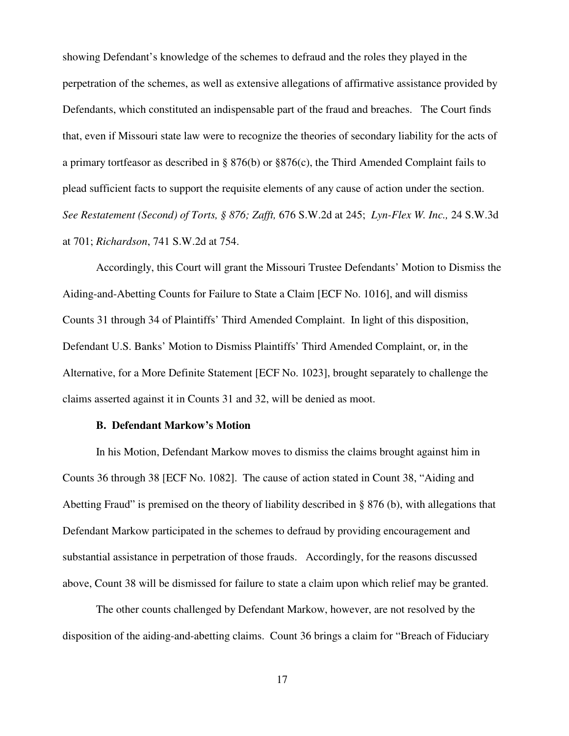showing Defendant's knowledge of the schemes to defraud and the roles they played in the perpetration of the schemes, as well as extensive allegations of affirmative assistance provided by Defendants, which constituted an indispensable part of the fraud and breaches. The Court finds that, even if Missouri state law were to recognize the theories of secondary liability for the acts of a primary tortfeasor as described in § 876(b) or §876(c), the Third Amended Complaint fails to plead sufficient facts to support the requisite elements of any cause of action under the section. *See Restatement (Second) of Torts, § 876; Zafft,* 676 S.W.2d at 245; *Lyn-Flex W. Inc.,* 24 S.W.3d at 701; *Richardson*, 741 S.W.2d at 754.

Accordingly, this Court will grant the Missouri Trustee Defendants' Motion to Dismiss the Aiding-and-Abetting Counts for Failure to State a Claim [ECF No. 1016], and will dismiss Counts 31 through 34 of Plaintiffs' Third Amended Complaint. In light of this disposition, Defendant U.S. Banks' Motion to Dismiss Plaintiffs' Third Amended Complaint, or, in the Alternative, for a More Definite Statement [ECF No. 1023], brought separately to challenge the claims asserted against it in Counts 31 and 32, will be denied as moot.

**B. Defendant Markow's Motion**

In his Motion, Defendant Markow moves to dismiss the claims brought against him in Counts 36 through 38 [ECF No. 1082]. The cause of action stated in Count 38, "Aiding and Abetting Fraud" is premised on the theory of liability described in § 876 (b), with allegations that Defendant Markow participated in the schemes to defraud by providing encouragement and substantial assistance in perpetration of those frauds. Accordingly, for the reasons discussed above, Count 38 will be dismissed for failure to state a claim upon which relief may be granted.

The other counts challenged by Defendant Markow, however, are not resolved by the disposition of the aiding-and-abetting claims. Count 36 brings a claim for "Breach of Fiduciary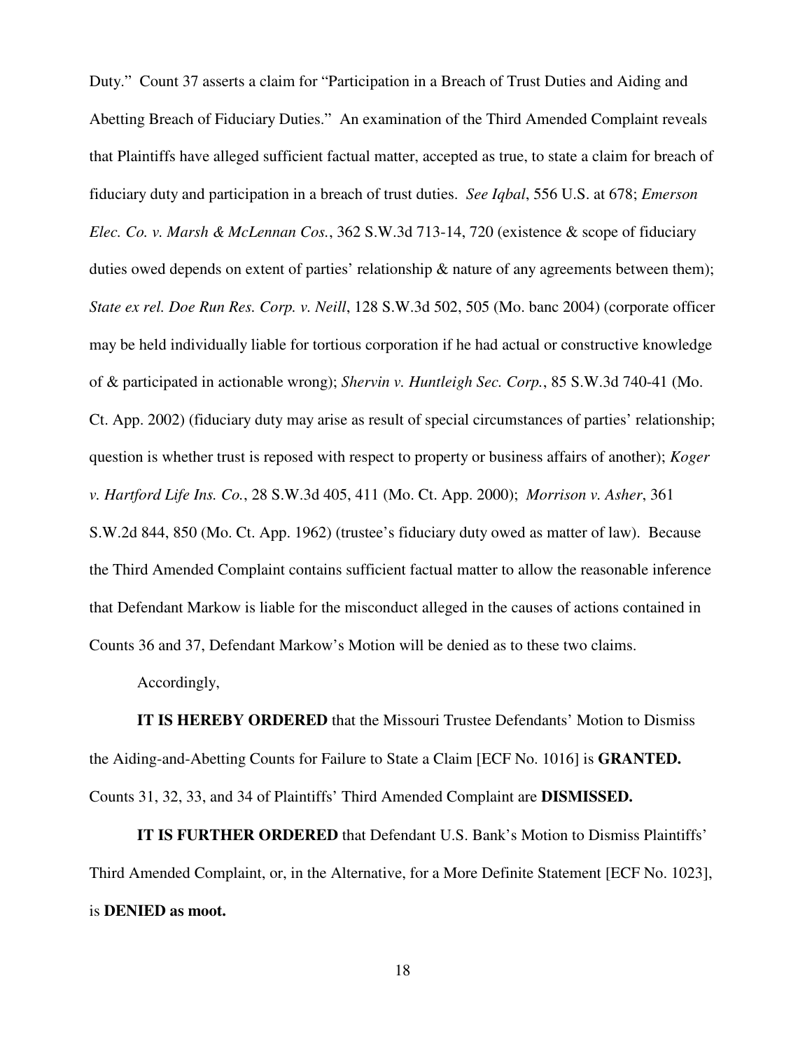Duty." Count 37 asserts a claim for "Participation in a Breach of Trust Duties and Aiding and Abetting Breach of Fiduciary Duties." An examination of the Third Amended Complaint reveals that Plaintiffs have alleged sufficient factual matter, accepted as true, to state a claim for breach of fiduciary duty and participation in a breach of trust duties. *See Iqbal*, 556 U.S. at 678; *Emerson Elec. Co. v. Marsh & McLennan Cos.*, 362 S.W.3d 713-14, 720 (existence & scope of fiduciary duties owed depends on extent of parties' relationship & nature of any agreements between them); *State ex rel. Doe Run Res. Corp. v. Neill*, 128 S.W.3d 502, 505 (Mo. banc 2004) (corporate officer may be held individually liable for tortious corporation if he had actual or constructive knowledge of & participated in actionable wrong); *Shervin v. Huntleigh Sec. Corp.*, 85 S.W.3d 740-41 (Mo. Ct. App. 2002) (fiduciary duty may arise as result of special circumstances of parties' relationship; question is whether trust is reposed with respect to property or business affairs of another); *Koger v. Hartford Life Ins. Co.*, 28 S.W.3d 405, 411 (Mo. Ct. App. 2000); *Morrison v. Asher*, 361 S.W.2d 844, 850 (Mo. Ct. App. 1962) (trustee's fiduciary duty owed as matter of law). Because the Third Amended Complaint contains sufficient factual matter to allow the reasonable inference that Defendant Markow is liable for the misconduct alleged in the causes of actions contained in Counts 36 and 37, Defendant Markow's Motion will be denied as to these two claims.

Accordingly,

**IT IS HEREBY ORDERED** that the Missouri Trustee Defendants' Motion to Dismiss the Aiding-and-Abetting Counts for Failure to State a Claim [ECF No. 1016] is **GRANTED.** Counts 31, 32, 33, and 34 of Plaintiffs' Third Amended Complaint are **DISMISSED.**

**IT IS FURTHER ORDERED** that Defendant U.S. Bank's Motion to Dismiss Plaintiffs' Third Amended Complaint, or, in the Alternative, for a More Definite Statement [ECF No. 1023], is **DENIED as moot.**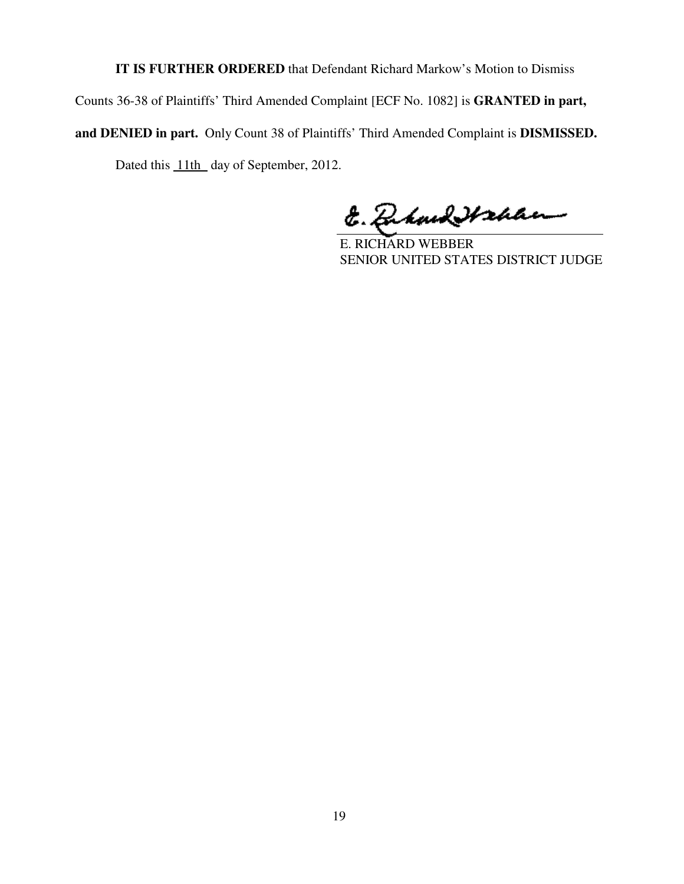**IT IS FURTHER ORDERED** that Defendant Richard Markow's Motion to Dismiss Counts 36-38 of Plaintiffs' Third Amended Complaint [ECF No. 1082] is **GRANTED in part, and DENIED in part.** Only Count 38 of Plaintiffs' Third Amended Complaint is **DISMISSED.**

Dated this 11th day of September, 2012.

E. RICHARD WEBBER
SENIOR UNITED STATES DISTRICT JUDGE